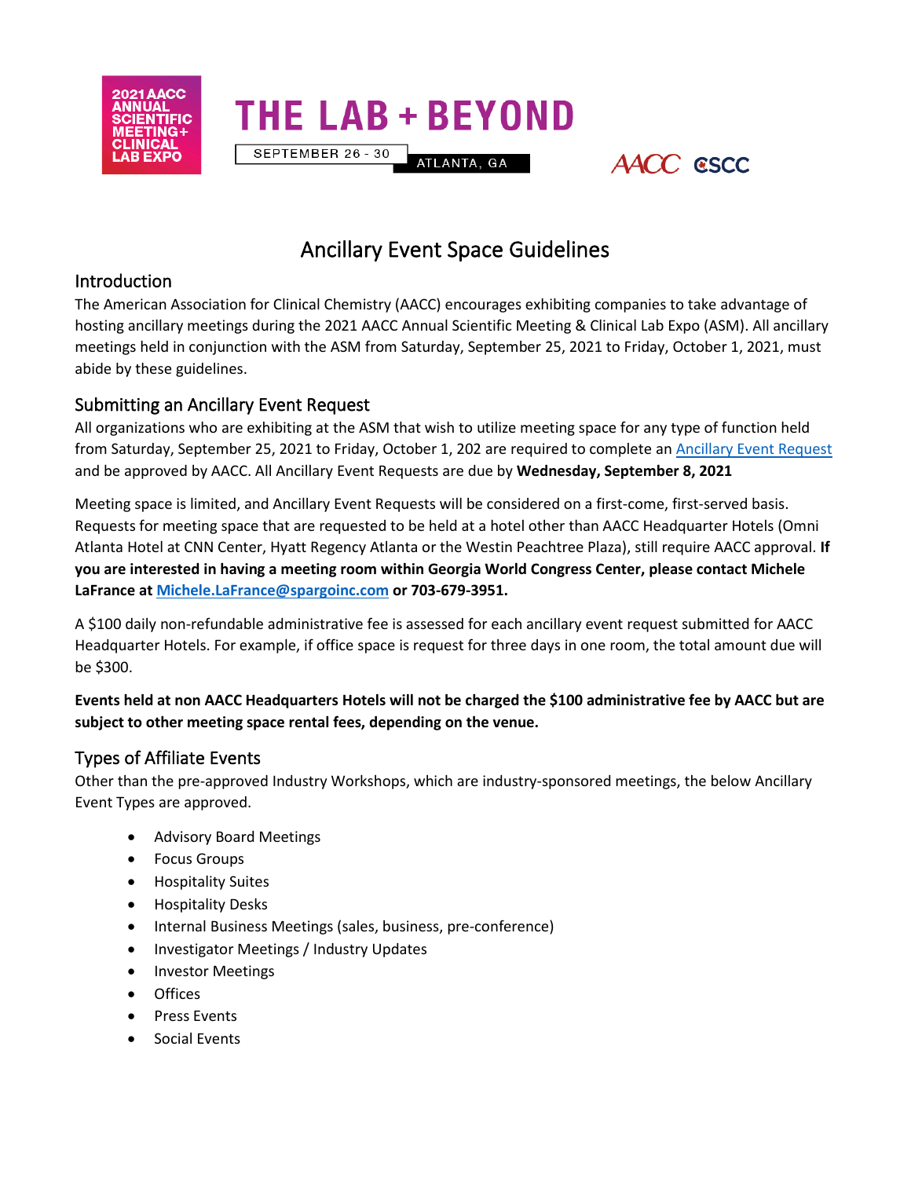2021 AACC ANNUAL SCIENTIFIC MEETING+ CLINICAL LAB EXPO

THE LAB + BEYOND

SEPTEMBER 26 - 30 ATLANTA, GA

AACC CSCC

# Ancillary Event Space Guidelines

## Introduction

The American Association for Clinical Chemistry (AACC) encourages exhibiting companies to take advantage of hosting ancillary meetings during the 2021 AACC Annual Scientific Meeting & Clinical Lab Expo (ASM). All ancillary meetings held in conjunction with the ASM from Saturday, September 25, 2021 to Friday, October 1, 2021, must abide by these guidelines.

## Submitting an Ancillary Event Request

All organizations who are exhibiting at the ASM that wish to utilize meeting space for any type of function held from Saturday, September 25, 2021 to Friday, October 1, 202 are required to complete an Ancillary Event Request and be approved by AACC. All Ancillary Event Requests are due by **Wednesday, September 8, 2021**

Meeting space is limited, and Ancillary Event Requests will be considered on a first-come, first-served basis. Requests for meeting space that are requested to be held at a hotel other than AACC Headquarter Hotels (Omni Atlanta Hotel at CNN Center, Hyatt Regency Atlanta or the Westin Peachtree Plaza), still require AACC approval. **If you are interested in having a meeting room within Georgia World Congress Center, please contact Michele LaFrance at Michele.LaFrance@spargoinc.com or 703-679-3951.**

A $100 daily non-refundable administrative fee is assessed for each ancillary event request submitted for AACC Headquarter Hotels. For example, if office space is request for three days in one room, the total amount due will be $300.

**Events held at non AACC Headquarters Hotels will not be charged the $100 administrative fee by AACC but are subject to other meeting space rental fees, depending on the venue.**

## Types of Affiliate Events

Other than the pre-approved Industry Workshops, which are industry-sponsored meetings, the below Ancillary Event Types are approved.

- Advisory Board Meetings
- Focus Groups
- Hospitality Suites
- Hospitality Desks
- Internal Business Meetings (sales, business, pre-conference)
- Investigator Meetings / Industry Updates
- Investor Meetings
- Offices
- Press Events
- Social Events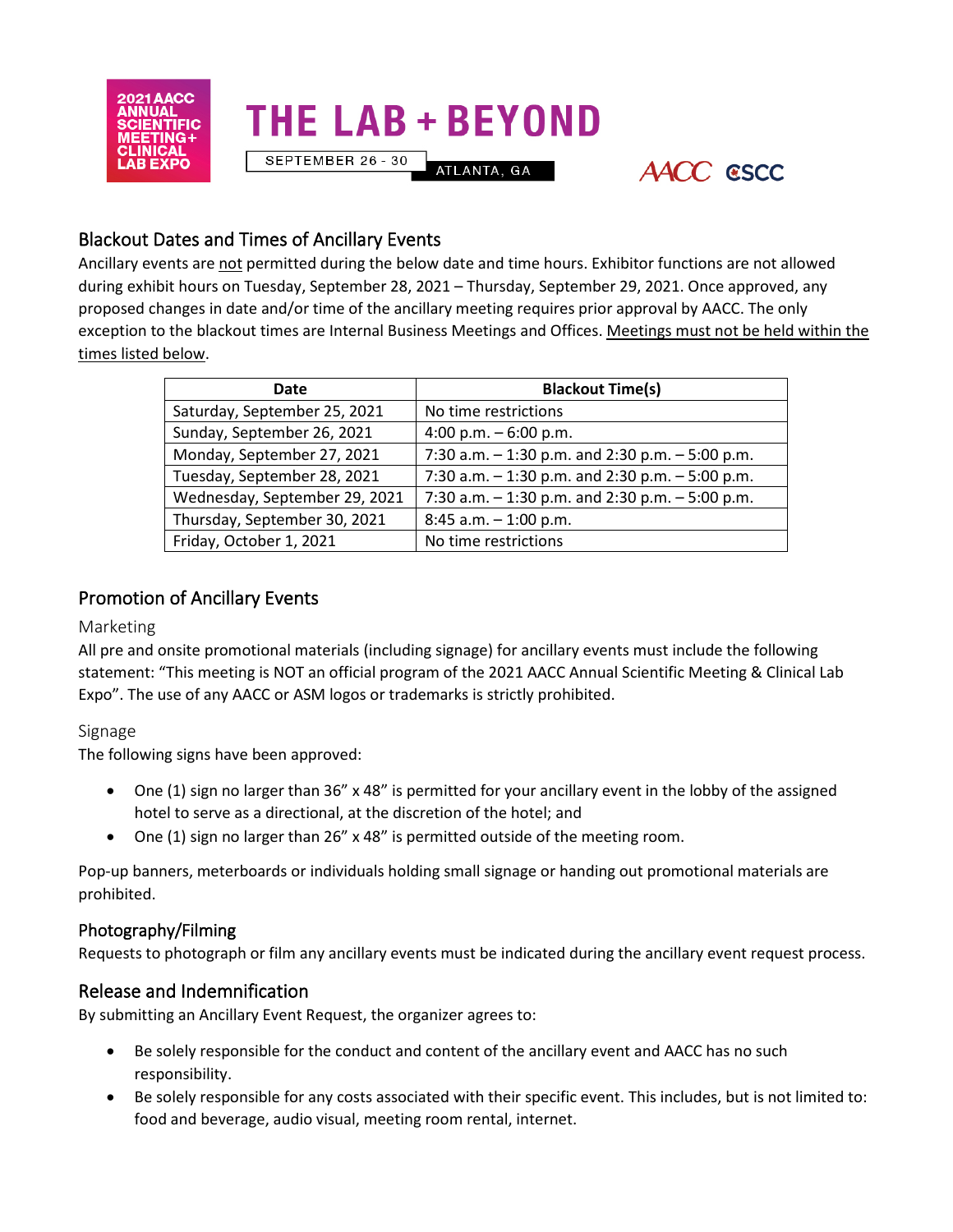2021 AACC ANNUAL SCIENTIFIC MEETING+ CLINICAL LAB EXPO

# THE LAB + BEYOND

SEPTEMBER 26 - 30 ATLANTA, GA

AACC CSCC

## Blackout Dates and Times of Ancillary Events

Ancillary events are not permitted during the below date and time hours. Exhibitor functions are not allowed during exhibit hours on Tuesday, September 28, 2021 – Thursday, September 29, 2021. Once approved, any proposed changes in date and/or time of the ancillary meeting requires prior approval by AACC. The only exception to the blackout times are Internal Business Meetings and Offices. Meetings must not be held within the times listed below.

| Date | Blackout Time(s) |
|---|---|
| Saturday, September 25, 2021 | No time restrictions |
| Sunday, September 26, 2021 | 4:00 p.m. – 6:00 p.m. |
| Monday, September 27, 2021 | 7:30 a.m. – 1:30 p.m. and 2:30 p.m. – 5:00 p.m. |
| Tuesday, September 28, 2021 | 7:30 a.m. – 1:30 p.m. and 2:30 p.m. – 5:00 p.m. |
| Wednesday, September 29, 2021 | 7:30 a.m. – 1:30 p.m. and 2:30 p.m. – 5:00 p.m. |
| Thursday, September 30, 2021 | 8:45 a.m. – 1:00 p.m. |
| Friday, October 1, 2021 | No time restrictions |

## Promotion of Ancillary Events

### Marketing

All pre and onsite promotional materials (including signage) for ancillary events must include the following statement: "This meeting is NOT an official program of the 2021 AACC Annual Scientific Meeting & Clinical Lab Expo". The use of any AACC or ASM logos or trademarks is strictly prohibited.

### Signage

The following signs have been approved:

- One (1) sign no larger than 36" x 48" is permitted for your ancillary event in the lobby of the assigned hotel to serve as a directional, at the discretion of the hotel; and
- One (1) sign no larger than 26" x 48" is permitted outside of the meeting room.

Pop-up banners, meterboards or individuals holding small signage or handing out promotional materials are prohibited.

## Photography/Filming

Requests to photograph or film any ancillary events must be indicated during the ancillary event request process.

## Release and Indemnification

By submitting an Ancillary Event Request, the organizer agrees to:

- Be solely responsible for the conduct and content of the ancillary event and AACC has no such responsibility.
- Be solely responsible for any costs associated with their specific event. This includes, but is not limited to: food and beverage, audio visual, meeting room rental, internet.